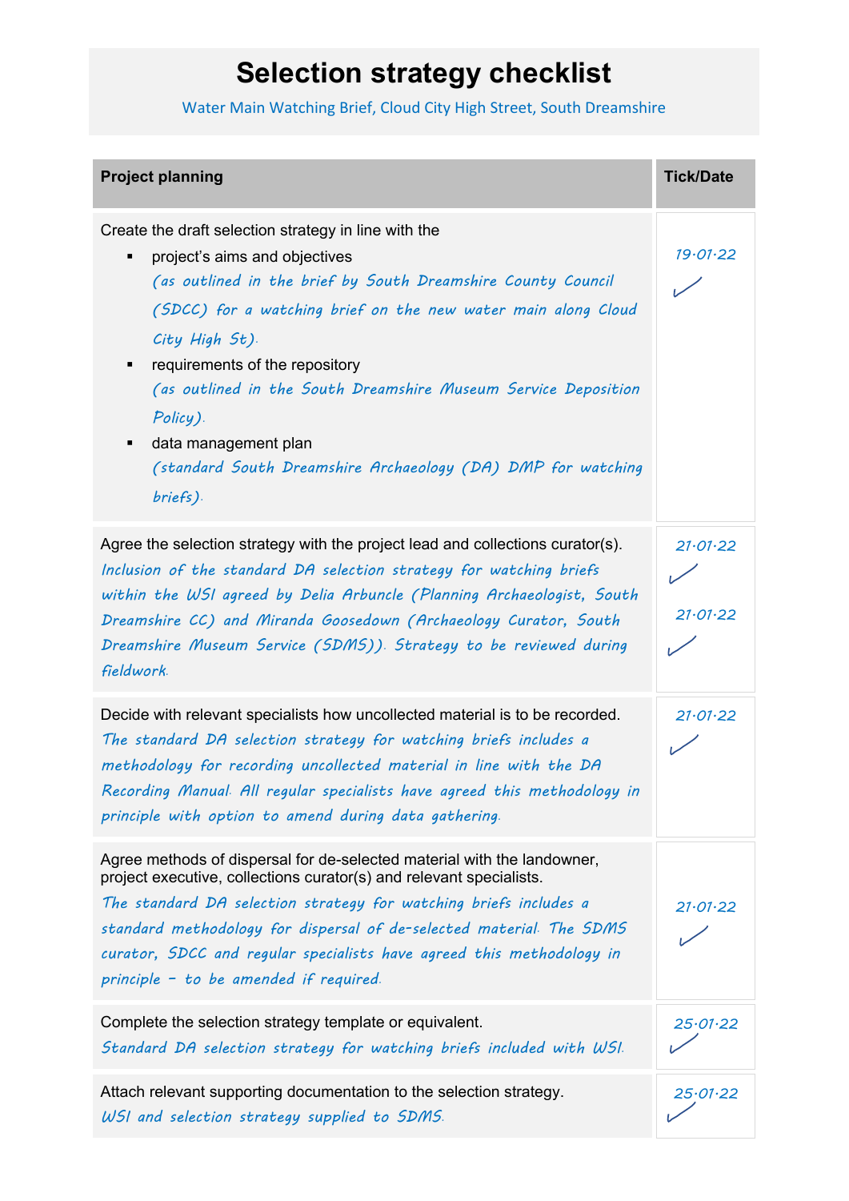# Selection strategy checklist

Water Main Watching Brief, Cloud City High Street, South Dreamshire

| Project planning | Tick/Date |
|---|---|
| Create the draft selection strategy in line with the<br>▪ project's aims and objectives<br>*(as outlined in the brief by South Dreamshire County Council (SDCC) for a watching brief on the new water main along Cloud City High St).*<br>▪ requirements of the repository<br>*(as outlined in the South Dreamshire Museum Service Deposition Policy).*<br>▪ data management plan<br>*(standard South Dreamshire Archaeology (DA) DMP for watching briefs).* | *19·01·22* ✓ |
| Agree the selection strategy with the project lead and collections curator(s).<br>*Inclusion of the standard DA selection strategy for watching briefs within the WSI agreed by Delia Arbuncle (Planning Archaeologist, South Dreamshire CC) and Miranda Goosedown (Archaeology Curator, South Dreamshire Museum Service (SDMS)). Strategy to be reviewed during fieldwork.* | *21·01·22* ✓<br>*21·01·22* ✓ |
| Decide with relevant specialists how uncollected material is to be recorded.<br>*The standard DA selection strategy for watching briefs includes a methodology for recording uncollected material in line with the DA Recording Manual. All regular specialists have agreed this methodology in principle with option to amend during data gathering.* | *21·01·22* ✓ |
| Agree methods of dispersal for de-selected material with the landowner, project executive, collections curator(s) and relevant specialists.<br>*The standard DA selection strategy for watching briefs includes a standard methodology for dispersal of de-selected material. The SDMS curator, SDCC and regular specialists have agreed this methodology in principle – to be amended if required.* | *21·01·22* ✓ |
| Complete the selection strategy template or equivalent.<br>*Standard DA selection strategy for watching briefs included with WSI.* | *25·01·22* ✓ |
| Attach relevant supporting documentation to the selection strategy.<br>*WSI and selection strategy supplied to SDMS.* | *25·01·22* ✓ |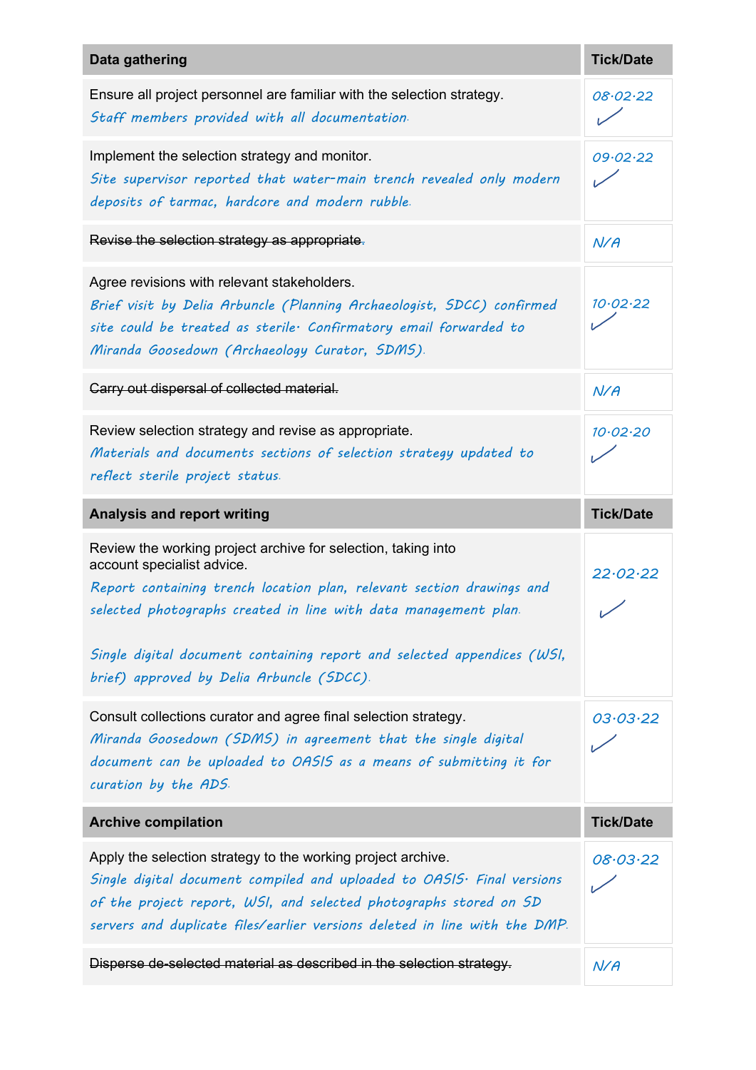| Data gathering | Tick/Date |
|---|---|
| Ensure all project personnel are familiar with the selection strategy.<br>*Staff members provided with all documentation.* | *08.02.22* ✓ |
| Implement the selection strategy and monitor.<br>*Site supervisor reported that water-main trench revealed only modern deposits of tarmac, hardcore and modern rubble.* | *09.02.22* ✓ |
| ~~Revise the selection strategy as appropriate.~~ | *N/A* |
| Agree revisions with relevant stakeholders.<br>*Brief visit by Delia Arbuncle (Planning Archaeologist, SDCC) confirmed site could be treated as sterile. Confirmatory email forwarded to Miranda Goosedown (Archaeology Curator, SDMS).* | *10.02.22* ✓ |
| ~~Carry out dispersal of collected material.~~ | *N/A* |
| Review selection strategy and revise as appropriate.<br>*Materials and documents sections of selection strategy updated to reflect sterile project status.* | *10.02.20* ✓ |
| **Analysis and report writing** | **Tick/Date** |
| Review the working project archive for selection, taking into account specialist advice.<br>*Report containing trench location plan, relevant section drawings and selected photographs created in line with data management plan.*<br><br>*Single digital document containing report and selected appendices (WSI, brief) approved by Delia Arbuncle (SDCC).* | *22.02.22* ✓ |
| Consult collections curator and agree final selection strategy.<br>*Miranda Goosedown (SDMS) in agreement that the single digital document can be uploaded to OASIS as a means of submitting it for curation by the ADS.* | *03.03.22* ✓ |
| **Archive compilation** | **Tick/Date** |
| Apply the selection strategy to the working project archive.<br>*Single digital document compiled and uploaded to OASIS. Final versions of the project report, WSI, and selected photographs stored on SD servers and duplicate files/earlier versions deleted in line with the DMP.* | *08.03.22* ✓ |
| ~~Disperse de-selected material as described in the selection strategy.~~ | *N/A* |